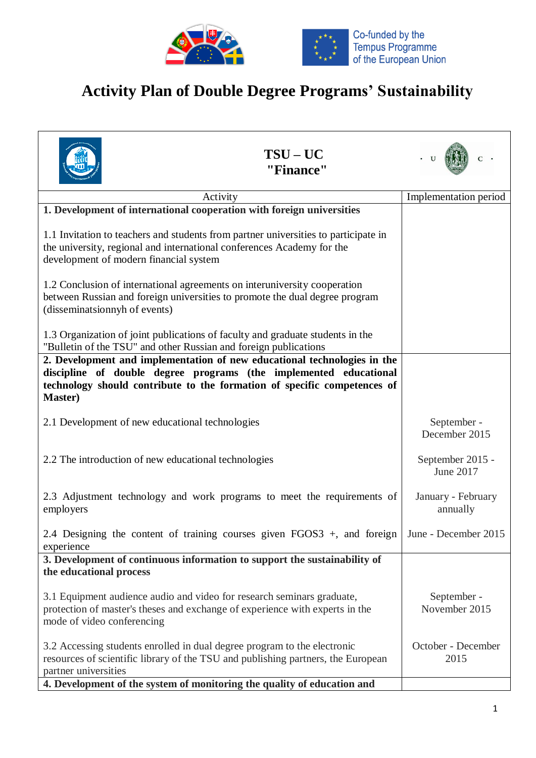Co-funded by the Tempus Programme of the European Union

# Activity Plan of Double Degree Programs' Sustainability

| TSU – UC "Finance" | |
|---|---|
| Activity | Implementation period |
| **1. Development of international cooperation with foreign universities**<br><br>1.1 Invitation to teachers and students from partner universities to participate in the university, regional and international conferences Academy for the development of modern financial system<br><br>1.2 Conclusion of international agreements on interuniversity cooperation between Russian and foreign universities to promote the dual degree program (disseminatsionnyh of events)<br><br>1.3 Organization of joint publications of faculty and graduate students in the "Bulletin of the TSU" and other Russian and foreign publications | |
| **2. Development and implementation of new educational technologies in the discipline of double degree programs (the implemented educational technology should contribute to the formation of specific competences of Master)** | |
| 2.1 Development of new educational technologies | September - December 2015 |
| 2.2 The introduction of new educational technologies | September 2015 - June 2017 |
| 2.3 Adjustment technology and work programs to meet the requirements of employers | January - February annually |
| 2.4 Designing the content of training courses given FGOS3 +, and foreign experience | June - December 2015 |
| **3. Development of continuous information to support the sustainability of the educational process** | |
| 3.1 Equipment audience audio and video for research seminars graduate, protection of master's theses and exchange of experience with experts in the mode of video conferencing | September - November 2015 |
| 3.2 Accessing students enrolled in dual degree program to the electronic resources of scientific library of the TSU and publishing partners, the European partner universities | October - December 2015 |
| **4. Development of the system of monitoring the quality of education and** | |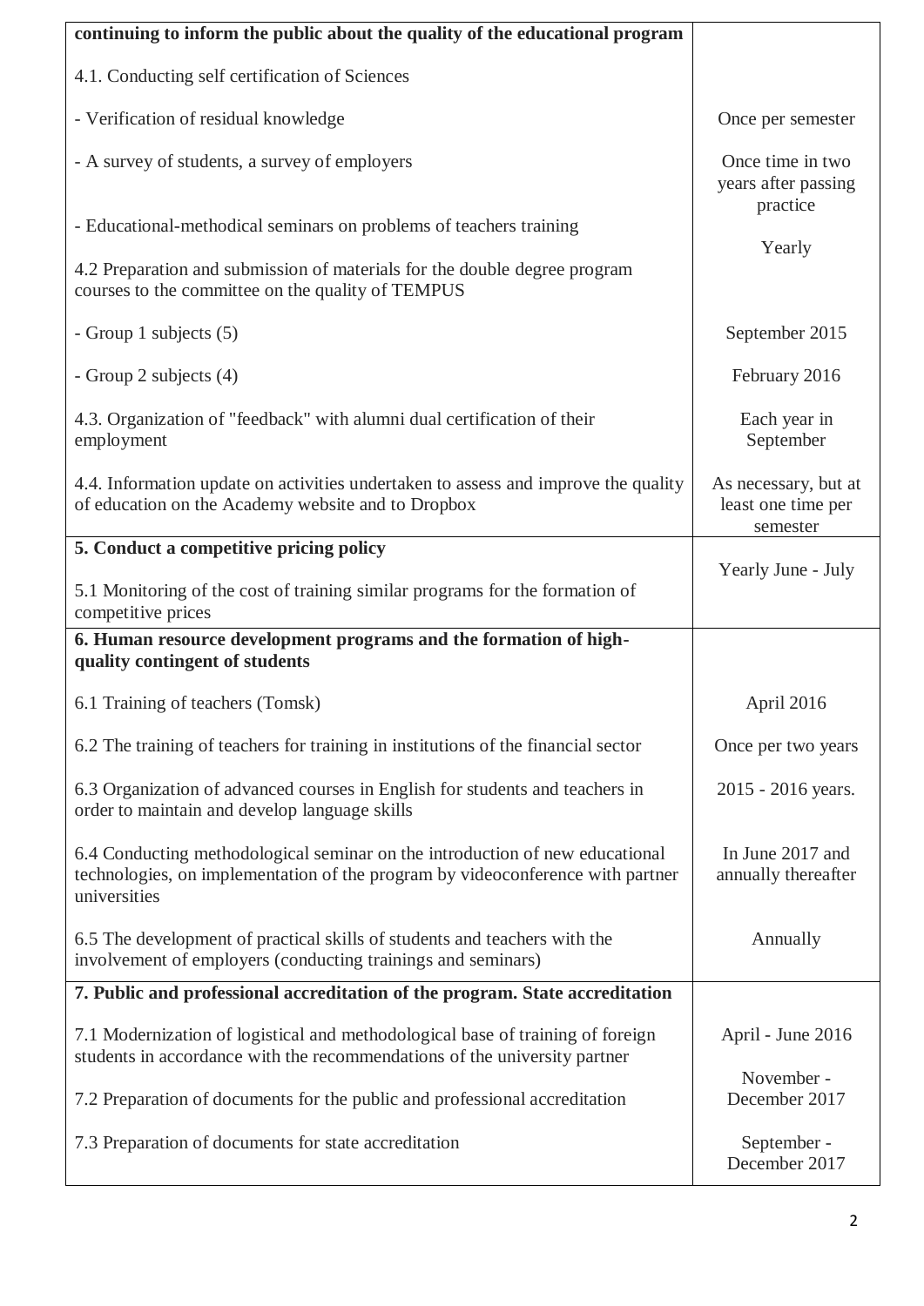| | |
|---|---|
| **continuing to inform the public about the quality of the educational program** | |
| 4.1. Conducting self certification of Sciences | |
| - Verification of residual knowledge | Once per semester |
| - A survey of students, a survey of employers | Once time in two years after passing practice |
| - Educational-methodical seminars on problems of teachers training | Yearly |
| 4.2 Preparation and submission of materials for the double degree program courses to the committee on the quality of TEMPUS | |
| - Group 1 subjects (5) | September 2015 |
| - Group 2 subjects (4) | February 2016 |
| 4.3. Organization of "feedback" with alumni dual certification of their employment | Each year in September |
| 4.4. Information update on activities undertaken to assess and improve the quality of education on the Academy website and to Dropbox | As necessary, but at least one time per semester |
| **5. Conduct a competitive pricing policy** | |
| 5.1 Monitoring of the cost of training similar programs for the formation of competitive prices | Yearly June - July |
| **6. Human resource development programs and the formation of high-quality contingent of students** | |
| 6.1 Training of teachers (Tomsk) | April 2016 |
| 6.2 The training of teachers for training in institutions of the financial sector | Once per two years |
| 6.3 Organization of advanced courses in English for students and teachers in order to maintain and develop language skills | 2015 - 2016 years. |
| 6.4 Conducting methodological seminar on the introduction of new educational technologies, on implementation of the program by videoconference with partner universities | In June 2017 and annually thereafter |
| 6.5 The development of practical skills of students and teachers with the involvement of employers (conducting trainings and seminars) | Annually |
| **7. Public and professional accreditation of the program. State accreditation** | |
| 7.1 Modernization of logistical and methodological base of training of foreign students in accordance with the recommendations of the university partner | April - June 2016 |
| 7.2 Preparation of documents for the public and professional accreditation | November - December 2017 |
| 7.3 Preparation of documents for state accreditation | September - December 2017 |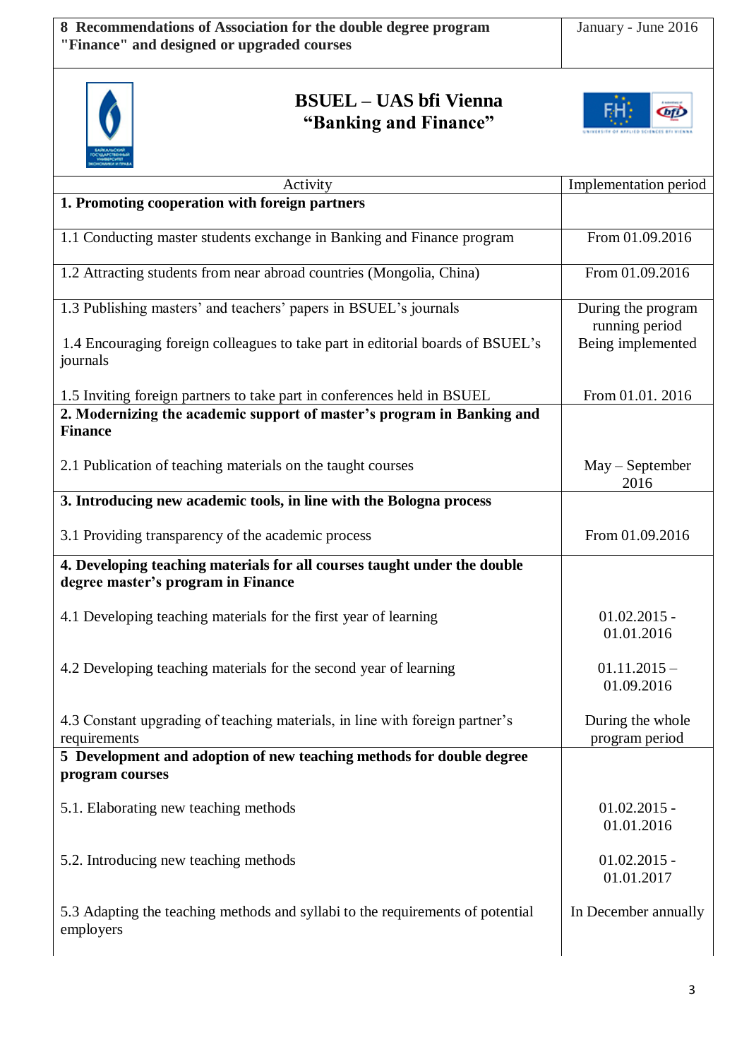| 8 Recommendations of Association for the double degree program "Finance" and designed or upgraded courses | January - June 2016 |
|---|---|

**BSUEL – UAS bfi Vienna**
**"Banking and Finance"**

| Activity | Implementation period |
|---|---|
| **1. Promoting cooperation with foreign partners** | |
| 1.1 Conducting master students exchange in Banking and Finance program | From 01.09.2016 |
| 1.2 Attracting students from near abroad countries (Mongolia, China) | From 01.09.2016 |
| 1.3 Publishing masters' and teachers' papers in BSUEL's journals | During the program running period |
| 1.4 Encouraging foreign colleagues to take part in editorial boards of BSUEL's journals | Being implemented |
| 1.5 Inviting foreign partners to take part in conferences held in BSUEL | From 01.01. 2016 |
| **2. Modernizing the academic support of master's program in Banking and Finance** | |
| 2.1 Publication of teaching materials on the taught courses | May – September 2016 |
| **3. Introducing new academic tools, in line with the Bologna process** | |
| 3.1 Providing transparency of the academic process | From 01.09.2016 |
| **4. Developing teaching materials for all courses taught under the double degree master's program in Finance** | |
| 4.1 Developing teaching materials for the first year of learning | 01.02.2015 - 01.01.2016 |
| 4.2 Developing teaching materials for the second year of learning | 01.11.2015 – 01.09.2016 |
| 4.3 Constant upgrading of teaching materials, in line with foreign partner's requirements | During the whole program period |
| **5 Development and adoption of new teaching methods for double degree program courses** | |
| 5.1. Elaborating new teaching methods | 01.02.2015 - 01.01.2016 |
| 5.2. Introducing new teaching methods | 01.02.2015 - 01.01.2017 |
| 5.3 Adapting the teaching methods and syllabi to the requirements of potential employers | In December annually |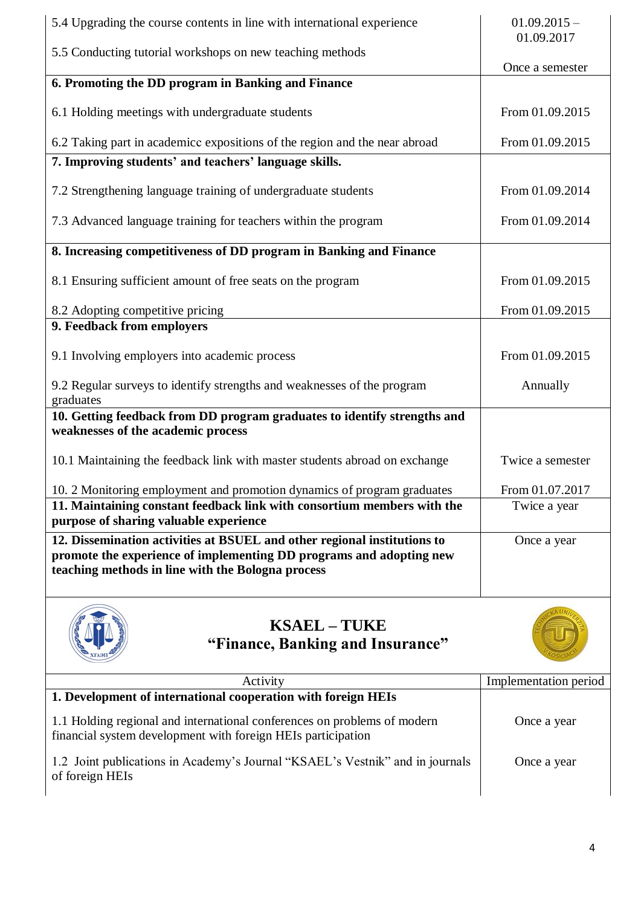| | |
|---|---|
| 5.4 Upgrading the course contents in line with international experience<br><br>5.5 Conducting tutorial workshops on new teaching methods | 01.09.2015 – 01.09.2017<br><br>Once a semester |
| **6. Promoting the DD program in Banking and Finance**<br><br>6.1 Holding meetings with undergraduate students<br><br>6.2 Taking part in academicc expositions of the region and the near abroad | <br><br>From 01.09.2015<br><br>From 01.09.2015 |
| **7. Improving students' and teachers' language skills.**<br><br>7.2 Strengthening language training of undergraduate students<br><br>7.3 Advanced language training for teachers within the program | <br><br>From 01.09.2014<br><br>From 01.09.2014 |
| **8. Increasing competitiveness of DD program in Banking and Finance**<br><br>8.1 Ensuring sufficient amount of free seats on the program<br><br>8.2 Adopting competitive pricing | <br><br>From 01.09.2015<br><br>From 01.09.2015 |
| **9. Feedback from employers**<br><br>9.1 Involving employers into academic process<br><br>9.2 Regular surveys to identify strengths and weaknesses of the program graduates | <br><br>From 01.09.2015<br><br>Annually |
| **10. Getting feedback from DD program graduates to identify strengths and weaknesses of the academic process**<br><br>10.1 Maintaining the feedback link with master students abroad on exchange<br><br>10. 2 Monitoring employment and promotion dynamics of program graduates | <br><br>Twice a semester<br><br>From 01.07.2017 |
| **11. Maintaining constant feedback link with consortium members with the purpose of sharing valuable experience** | Twice a year |
| **12. Dissemination activities at BSUEL and other regional institutions to promote the experience of implementing DD programs and adopting new teaching methods in line with the Bologna process** | Once a year |

## KSAEL – TUKE
## "Finance, Banking and Insurance"

| Activity | Implementation period |
|---|---|
| **1. Development of international cooperation with foreign HEIs**<br><br>1.1 Holding regional and international conferences on problems of modern financial system development with foreign HEIs participation<br><br>1.2 Joint publications in Academy's Journal "KSAEL's Vestnik" and in journals of foreign HEIs | <br><br>Once a year<br><br>Once a year |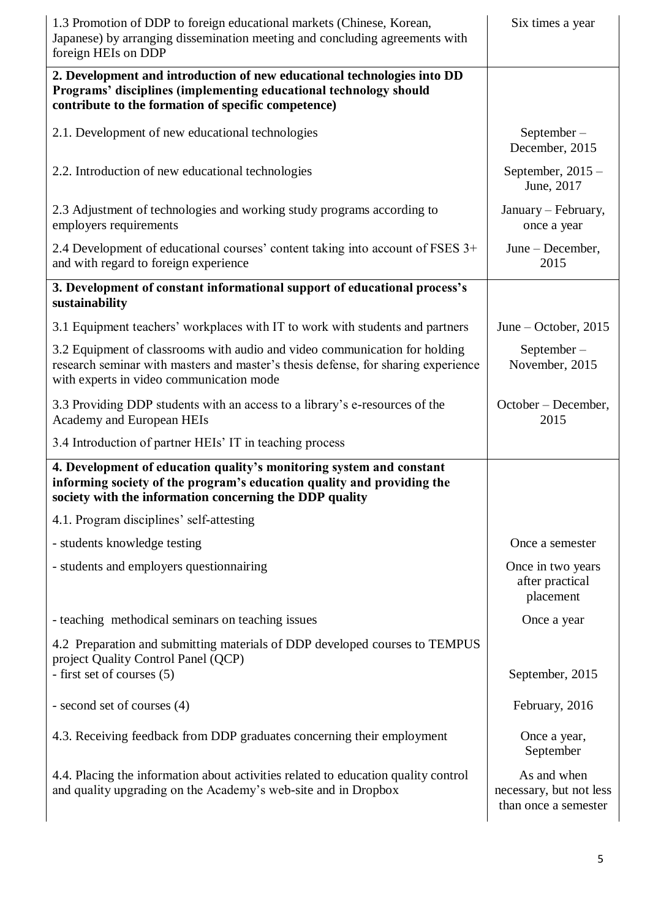| | |
|---|---|
| 1.3 Promotion of DDP to foreign educational markets (Chinese, Korean, Japanese) by arranging dissemination meeting and concluding agreements with foreign HEIs on DDP | Six times a year |
| **2. Development and introduction of new educational technologies into DD Programs' disciplines (implementing educational technology should contribute to the formation of specific competence)** | |
| 2.1. Development of new educational technologies | September – December, 2015 |
| 2.2. Introduction of new educational technologies | September, 2015 – June, 2017 |
| 2.3 Adjustment of technologies and working study programs according to employers requirements | January – February, once a year |
| 2.4 Development of educational courses' content taking into account of FSES 3+ and with regard to foreign experience | June – December, 2015 |
| **3. Development of constant informational support of educational process's sustainability** | |
| 3.1 Equipment teachers' workplaces with IT to work with students and partners | June – October, 2015 |
| 3.2 Equipment of classrooms with audio and video communication for holding research seminar with masters and master's thesis defense, for sharing experience with experts in video communication mode | September – November, 2015 |
| 3.3 Providing DDP students with an access to a library's e-resources of the Academy and European HEIs | October – December, 2015 |
| 3.4 Introduction of partner HEIs' IT in teaching process | |
| **4. Development of education quality's monitoring system and constant informing society of the program's education quality and providing the society with the information concerning the DDP quality** | |
| 4.1. Program disciplines' self-attesting | |
| - students knowledge testing | Once a semester |
| - students and employers questionnairing | Once in two years after practical placement |
| - teaching methodical seminars on teaching issues | Once a year |
| 4.2 Preparation and submitting materials of DDP developed courses to TEMPUS project Quality Control Panel (QCP)<br>- first set of courses (5) | September, 2015 |
| - second set of courses (4) | February, 2016 |
| 4.3. Receiving feedback from DDP graduates concerning their employment | Once a year, September |
| 4.4. Placing the information about activities related to education quality control and quality upgrading on the Academy's web-site and in Dropbox | As and when necessary, but not less than once a semester |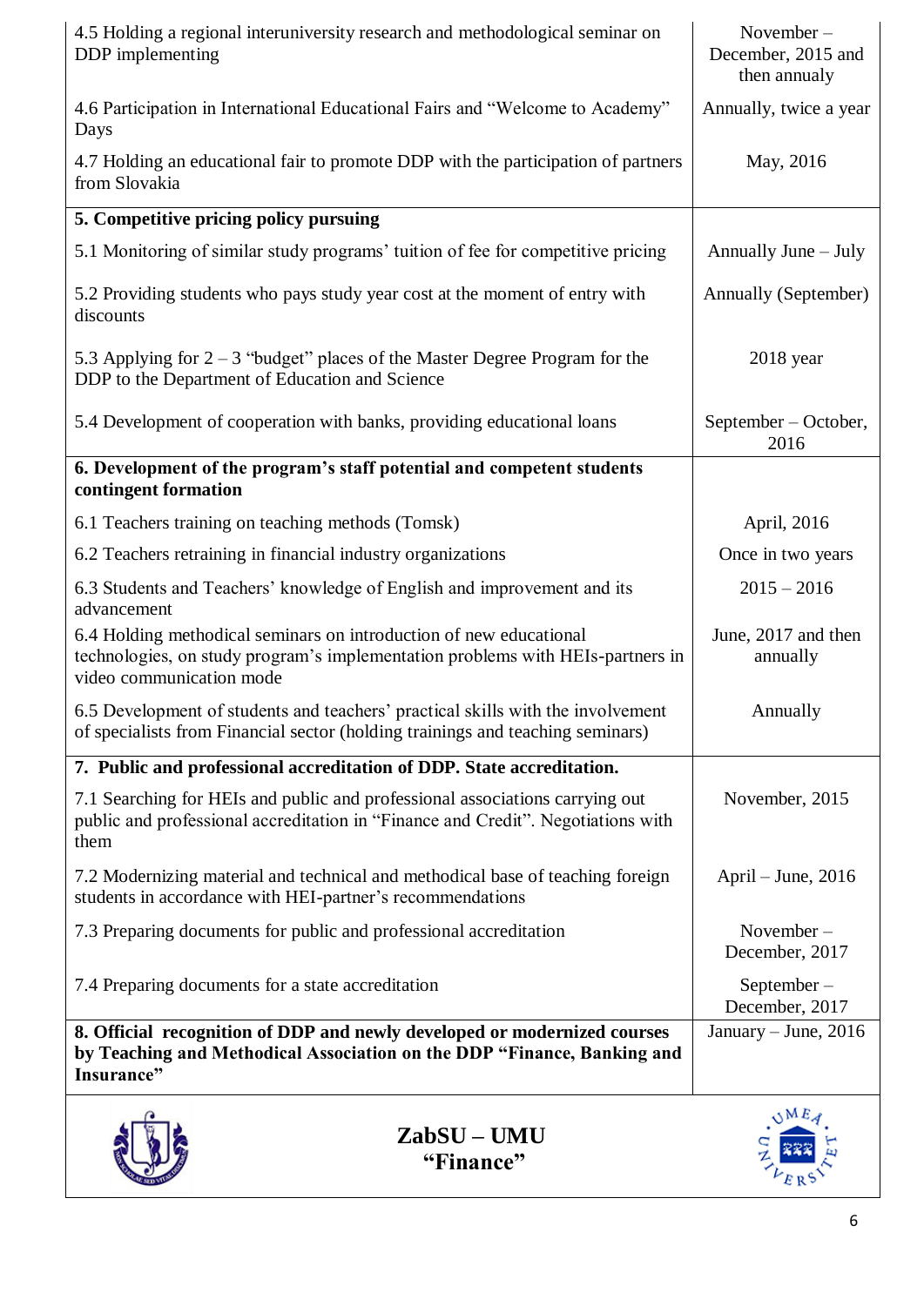| | |
|---|---|
| 4.5 Holding a regional interuniversity research and methodological seminar on DDP implementing | November – December, 2015 and then annualy |
| 4.6 Participation in International Educational Fairs and "Welcome to Academy" Days | Annually, twice a year |
| 4.7 Holding an educational fair to promote DDP with the participation of partners from Slovakia | May, 2016 |
| **5. Competitive pricing policy pursuing** | |
| 5.1 Monitoring of similar study programs' tuition of fee for competitive pricing | Annually June – July |
| 5.2 Providing students who pays study year cost at the moment of entry with discounts | Annually (September) |
| 5.3 Applying for 2 – 3 "budget" places of the Master Degree Program for the DDP to the Department of Education and Science | 2018 year |
| 5.4 Development of cooperation with banks, providing educational loans | September – October, 2016 |
| **6. Development of the program's staff potential and competent students contingent formation** | |
| 6.1 Teachers training on teaching methods (Tomsk) | April, 2016 |
| 6.2 Teachers retraining in financial industry organizations | Once in two years |
| 6.3 Students and Teachers' knowledge of English and improvement and its advancement | 2015 – 2016 |
| 6.4 Holding methodical seminars on introduction of new educational technologies, on study program's implementation problems with HEIs-partners in video communication mode | June, 2017 and then annually |
| 6.5 Development of students and teachers' practical skills with the involvement of specialists from Financial sector (holding trainings and teaching seminars) | Annually |
| **7. Public and professional accreditation of DDP. State accreditation.** | |
| 7.1 Searching for HEIs and public and professional associations carrying out public and professional accreditation in "Finance and Credit". Negotiations with them | November, 2015 |
| 7.2 Modernizing material and technical and methodical base of teaching foreign students in accordance with HEI-partner's recommendations | April – June, 2016 |
| 7.3 Preparing documents for public and professional accreditation | November – December, 2017 |
| 7.4 Preparing documents for a state accreditation | September – December, 2017 |
| **8. Official recognition of DDP and newly developed or modernized courses by Teaching and Methodical Association on the DDP "Finance, Banking and Insurance"** | January – June, 2016 |

**ZabSU – UMU**
**"Finance"**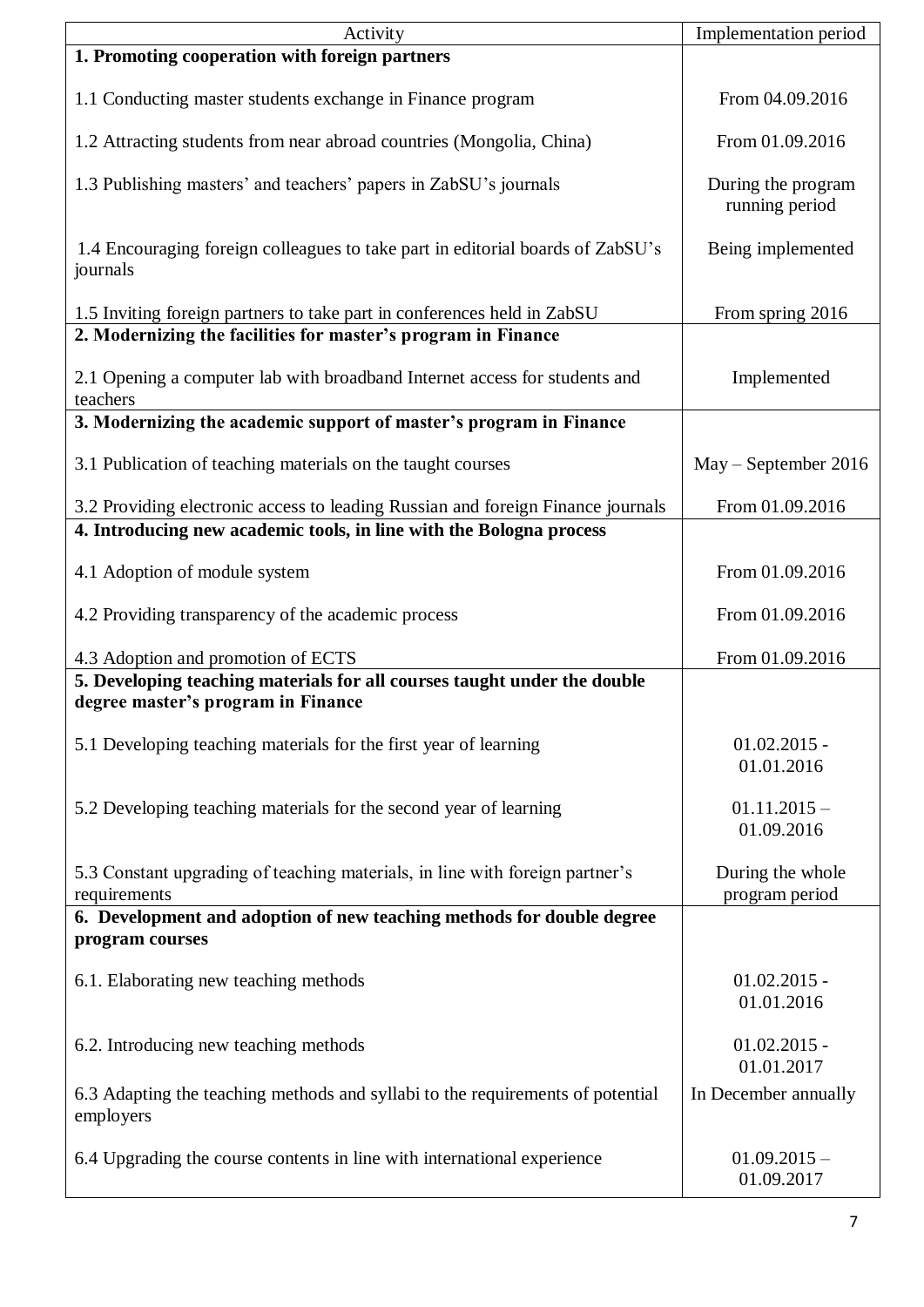| Activity | Implementation period |
|---|---|
| **1. Promoting cooperation with foreign partners** | |
| 1.1 Conducting master students exchange in Finance program | From 04.09.2016 |
| 1.2 Attracting students from near abroad countries (Mongolia, China) | From 01.09.2016 |
| 1.3 Publishing masters' and teachers' papers in ZabSU's journals | During the program running period |
| 1.4 Encouraging foreign colleagues to take part in editorial boards of ZabSU's journals | Being implemented |
| 1.5 Inviting foreign partners to take part in conferences held in ZabSU | From spring 2016 |
| **2. Modernizing the facilities for master's program in Finance** | |
| 2.1 Opening a computer lab with broadband Internet access for students and teachers | Implemented |
| **3. Modernizing the academic support of master's program in Finance** | |
| 3.1 Publication of teaching materials on the taught courses | May – September 2016 |
| 3.2 Providing electronic access to leading Russian and foreign Finance journals | From 01.09.2016 |
| **4. Introducing new academic tools, in line with the Bologna process** | |
| 4.1 Adoption of module system | From 01.09.2016 |
| 4.2 Providing transparency of the academic process | From 01.09.2016 |
| 4.3 Adoption and promotion of ECTS | From 01.09.2016 |
| **5. Developing teaching materials for all courses taught under the double degree master's program in Finance** | |
| 5.1 Developing teaching materials for the first year of learning | 01.02.2015 - 01.01.2016 |
| 5.2 Developing teaching materials for the second year of learning | 01.11.2015 – 01.09.2016 |
| 5.3 Constant upgrading of teaching materials, in line with foreign partner's requirements | During the whole program period |
| **6. Development and adoption of new teaching methods for double degree program courses** | |
| 6.1. Elaborating new teaching methods | 01.02.2015 - 01.01.2016 |
| 6.2. Introducing new teaching methods | 01.02.2015 - 01.01.2017 |
| 6.3 Adapting the teaching methods and syllabi to the requirements of potential employers | In December annually |
| 6.4 Upgrading the course contents in line with international experience | 01.09.2015 – 01.09.2017 |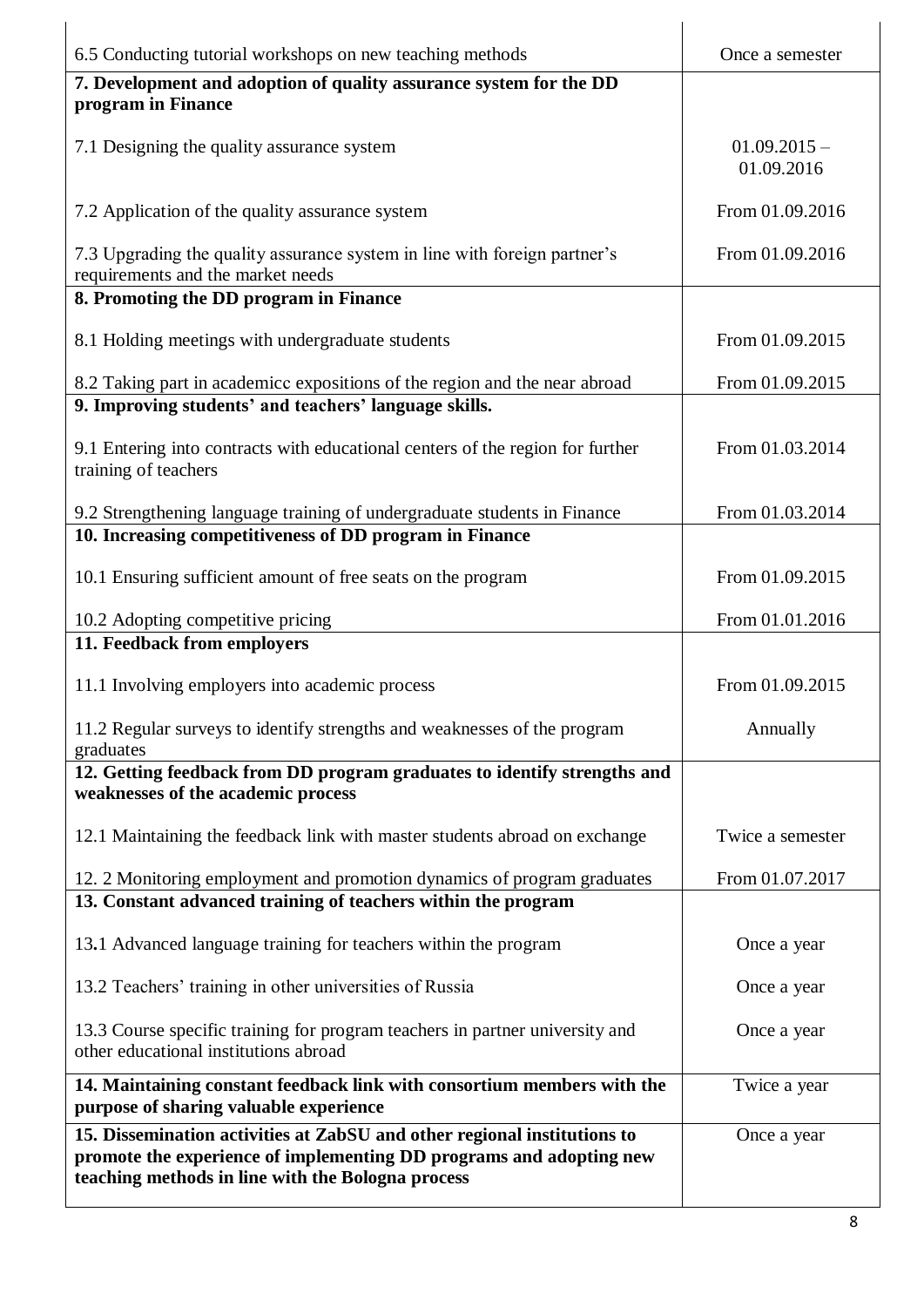| | |
|---|---|
| 6.5 Conducting tutorial workshops on new teaching methods | Once a semester |
| **7. Development and adoption of quality assurance system for the DD program in Finance** | |
| 7.1 Designing the quality assurance system | 01.09.2015 – 01.09.2016 |
| 7.2 Application of the quality assurance system | From 01.09.2016 |
| 7.3 Upgrading the quality assurance system in line with foreign partner's requirements and the market needs | From 01.09.2016 |
| **8. Promoting the DD program in Finance** | |
| 8.1 Holding meetings with undergraduate students | From 01.09.2015 |
| 8.2 Taking part in academicc expositions of the region and the near abroad | From 01.09.2015 |
| **9. Improving students' and teachers' language skills.** | |
| 9.1 Entering into contracts with educational centers of the region for further training of teachers | From 01.03.2014 |
| 9.2 Strengthening language training of undergraduate students in Finance | From 01.03.2014 |
| **10. Increasing competitiveness of DD program in Finance** | |
| 10.1 Ensuring sufficient amount of free seats on the program | From 01.09.2015 |
| 10.2 Adopting competitive pricing | From 01.01.2016 |
| **11. Feedback from employers** | |
| 11.1 Involving employers into academic process | From 01.09.2015 |
| 11.2 Regular surveys to identify strengths and weaknesses of the program graduates | Annually |
| **12. Getting feedback from DD program graduates to identify strengths and weaknesses of the academic process** | |
| 12.1 Maintaining the feedback link with master students abroad on exchange | Twice a semester |
| 12. 2 Monitoring employment and promotion dynamics of program graduates | From 01.07.2017 |
| **13. Constant advanced training of teachers within the program** | |
| 13.1 Advanced language training for teachers within the program | Once a year |
| 13.2 Teachers' training in other universities of Russia | Once a year |
| 13.3 Course specific training for program teachers in partner university and other educational institutions abroad | Once a year |
| **14. Maintaining constant feedback link with consortium members with the purpose of sharing valuable experience** | Twice a year |
| **15. Dissemination activities at ZabSU and other regional institutions to promote the experience of implementing DD programs and adopting new teaching methods in line with the Bologna process** | Once a year |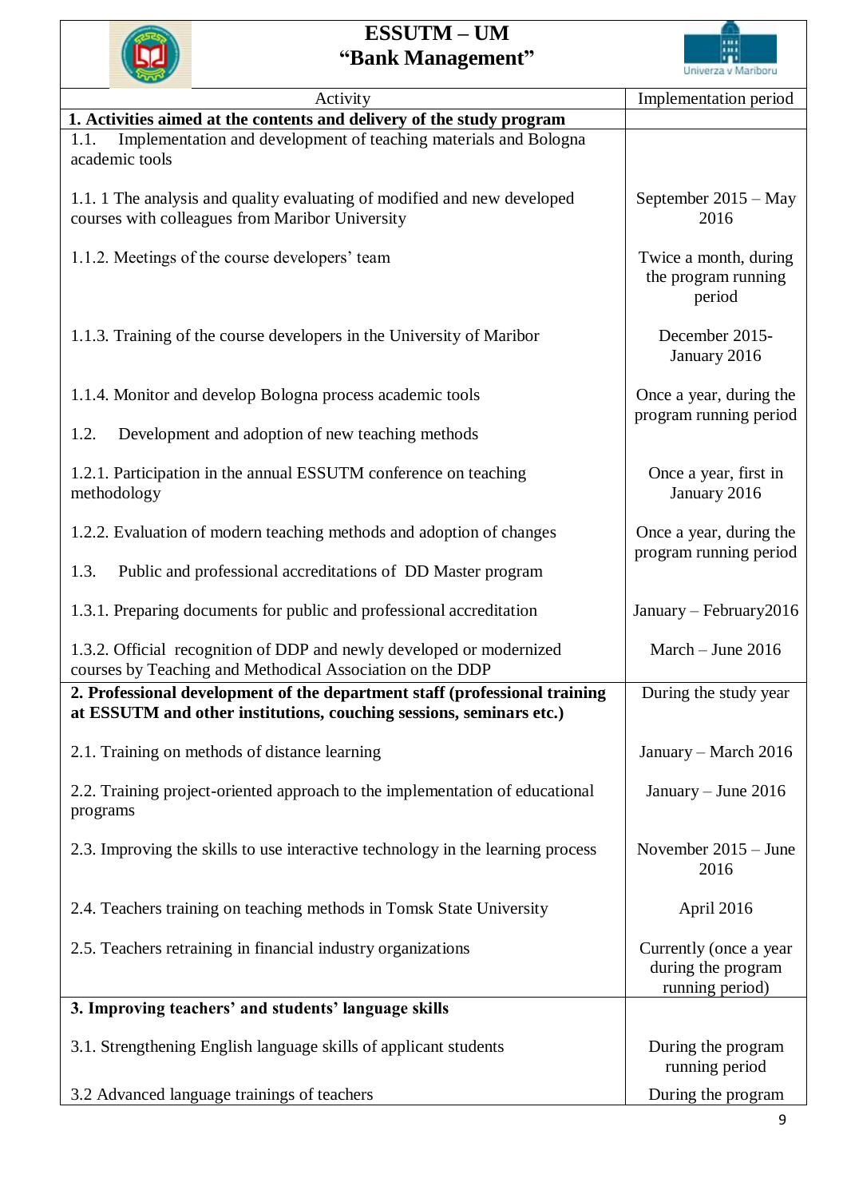# ESSUTM – UM
# "Bank Management"

| Activity | Implementation period |
|---|---|
| **1. Activities aimed at the contents and delivery of the study program** | |
| 1.1. Implementation and development of teaching materials and Bologna academic tools | |
| 1.1. 1 The analysis and quality evaluating of modified and new developed courses with colleagues from Maribor University | September 2015 – May 2016 |
| 1.1.2. Meetings of the course developers' team | Twice a month, during the program running period |
| 1.1.3. Training of the course developers in the University of Maribor | December 2015- January 2016 |
| 1.1.4. Monitor and develop Bologna process academic tools | Once a year, during the program running period |
| 1.2. Development and adoption of new teaching methods | |
| 1.2.1. Participation in the annual ESSUTM conference on teaching methodology | Once a year, first in January 2016 |
| 1.2.2. Evaluation of modern teaching methods and adoption of changes | Once a year, during the program running period |
| 1.3. Public and professional accreditations of DD Master program | |
| 1.3.1. Preparing documents for public and professional accreditation | January – February2016 |
| 1.3.2. Official recognition of DDP and newly developed or modernized courses by Teaching and Methodical Association on the DDP | March – June 2016 |
| **2. Professional development of the department staff (professional training at ESSUTM and other institutions, couching sessions, seminars etc.)** | During the study year |
| 2.1. Training on methods of distance learning | January – March 2016 |
| 2.2. Training project-oriented approach to the implementation of educational programs | January – June 2016 |
| 2.3. Improving the skills to use interactive technology in the learning process | November 2015 – June 2016 |
| 2.4. Teachers training on teaching methods in Tomsk State University | April 2016 |
| 2.5. Teachers retraining in financial industry organizations | Currently (once a year during the program running period) |
| **3. Improving teachers' and students' language skills** | |
| 3.1. Strengthening English language skills of applicant students | During the program running period |
| 3.2 Advanced language trainings of teachers | During the program |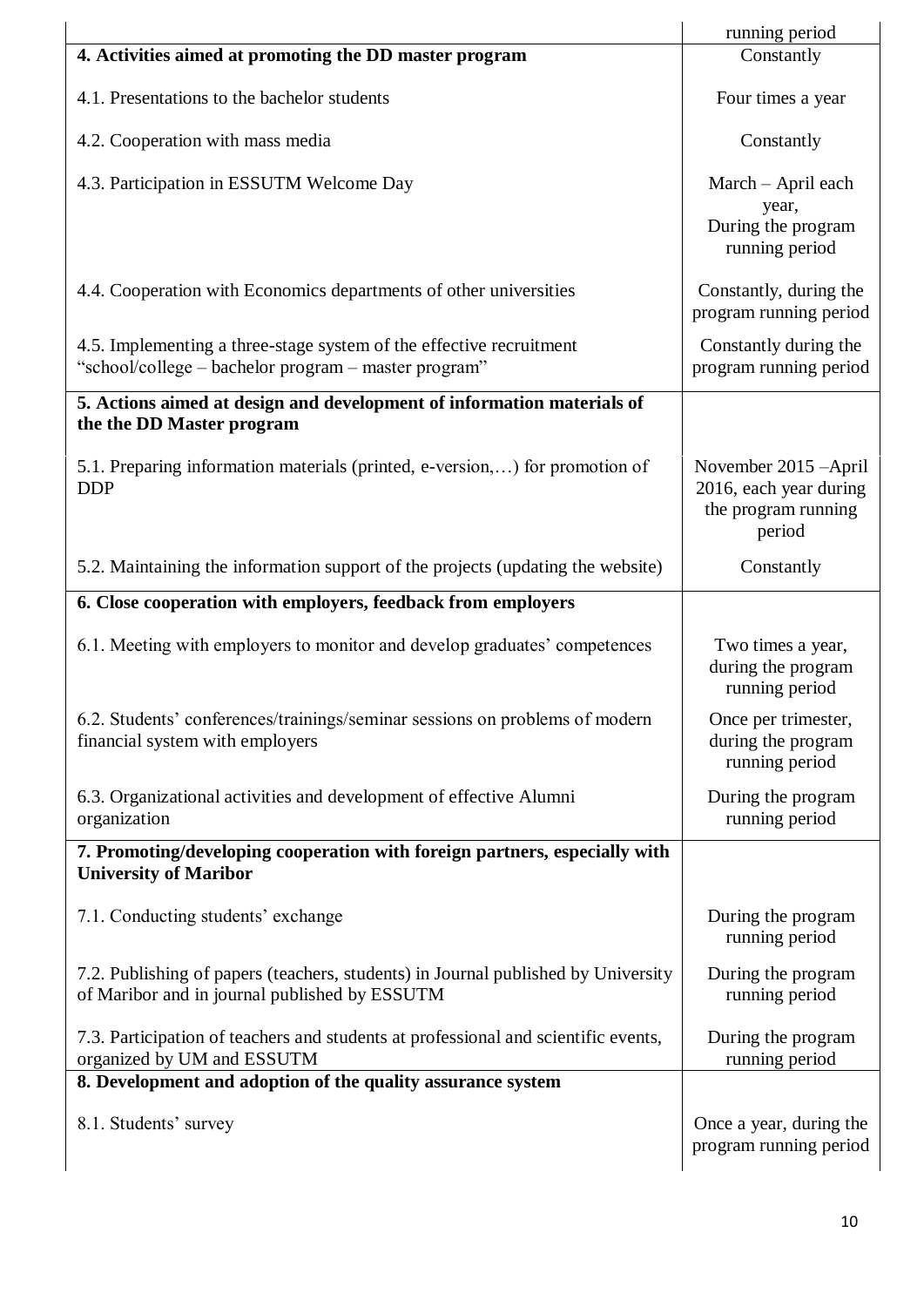| | |
|---|---|
| | running period |
| **4. Activities aimed at promoting the DD master program** | Constantly |
| 4.1. Presentations to the bachelor students | Four times a year |
| 4.2. Cooperation with mass media | Constantly |
| 4.3. Participation in ESSUTM Welcome Day | March – April each year, During the program running period |
| 4.4. Cooperation with Economics departments of other universities | Constantly, during the program running period |
| 4.5. Implementing a three-stage system of the effective recruitment "school/college – bachelor program – master program" | Constantly during the program running period |
| **5. Actions aimed at design and development of information materials of the the DD Master program** | |
| 5.1. Preparing information materials (printed, e-version,…) for promotion of DDP | November 2015 –April 2016, each year during the program running period |
| 5.2. Maintaining the information support of the projects (updating the website) | Constantly |
| **6. Close cooperation with employers, feedback from employers** | |
| 6.1. Meeting with employers to monitor and develop graduates' competences | Two times a year, during the program running period |
| 6.2. Students' conferences/trainings/seminar sessions on problems of modern financial system with employers | Once per trimester, during the program running period |
| 6.3. Organizational activities and development of effective Alumni organization | During the program running period |
| **7. Promoting/developing cooperation with foreign partners, especially with University of Maribor** | |
| 7.1. Conducting students' exchange | During the program running period |
| 7.2. Publishing of papers (teachers, students) in Journal published by University of Maribor and in journal published by ESSUTM | During the program running period |
| 7.3. Participation of teachers and students at professional and scientific events, organized by UM and ESSUTM | During the program running period |
| **8. Development and adoption of the quality assurance system** | |
| 8.1. Students' survey | Once a year, during the program running period |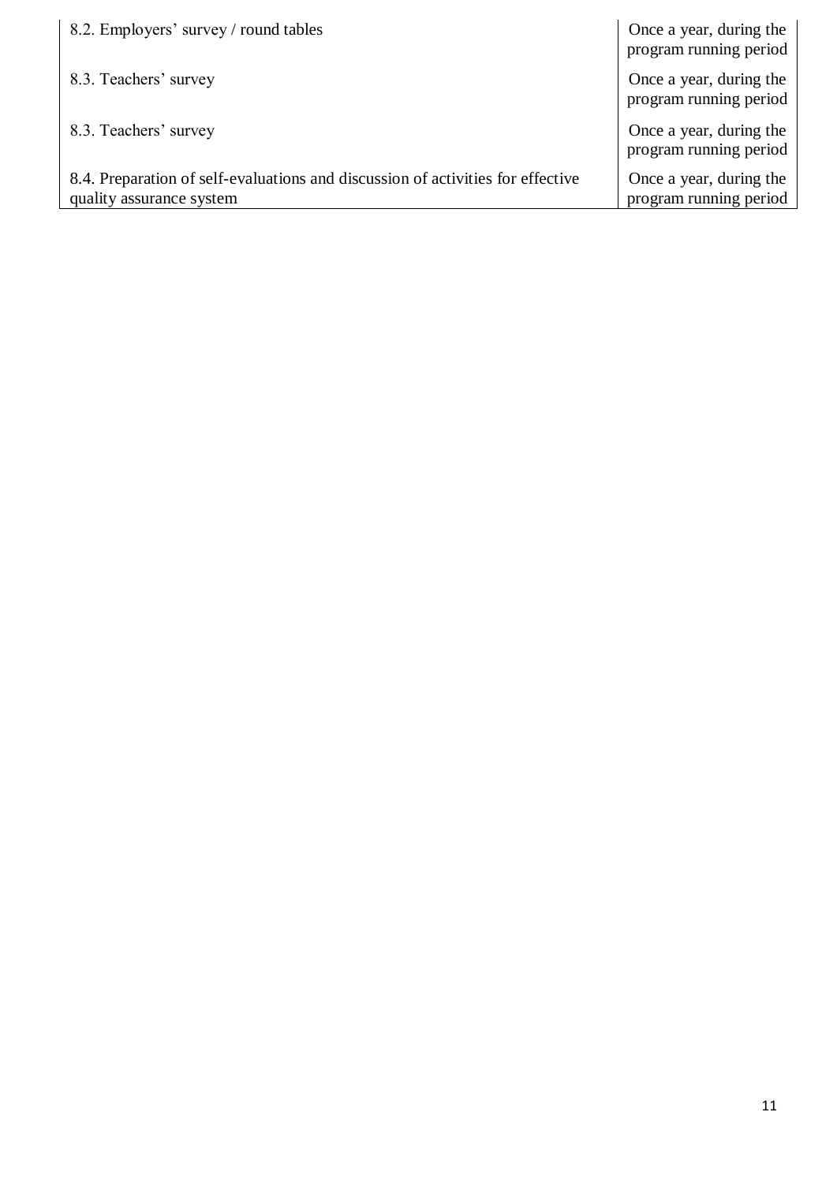| | |
|---|---|
| 8.2. Employers' survey / round tables | Once a year, during the program running period |
| 8.3. Teachers' survey | Once a year, during the program running period |
| 8.3. Teachers' survey | Once a year, during the program running period |
| 8.4. Preparation of self-evaluations and discussion of activities for effective quality assurance system | Once a year, during the program running period |